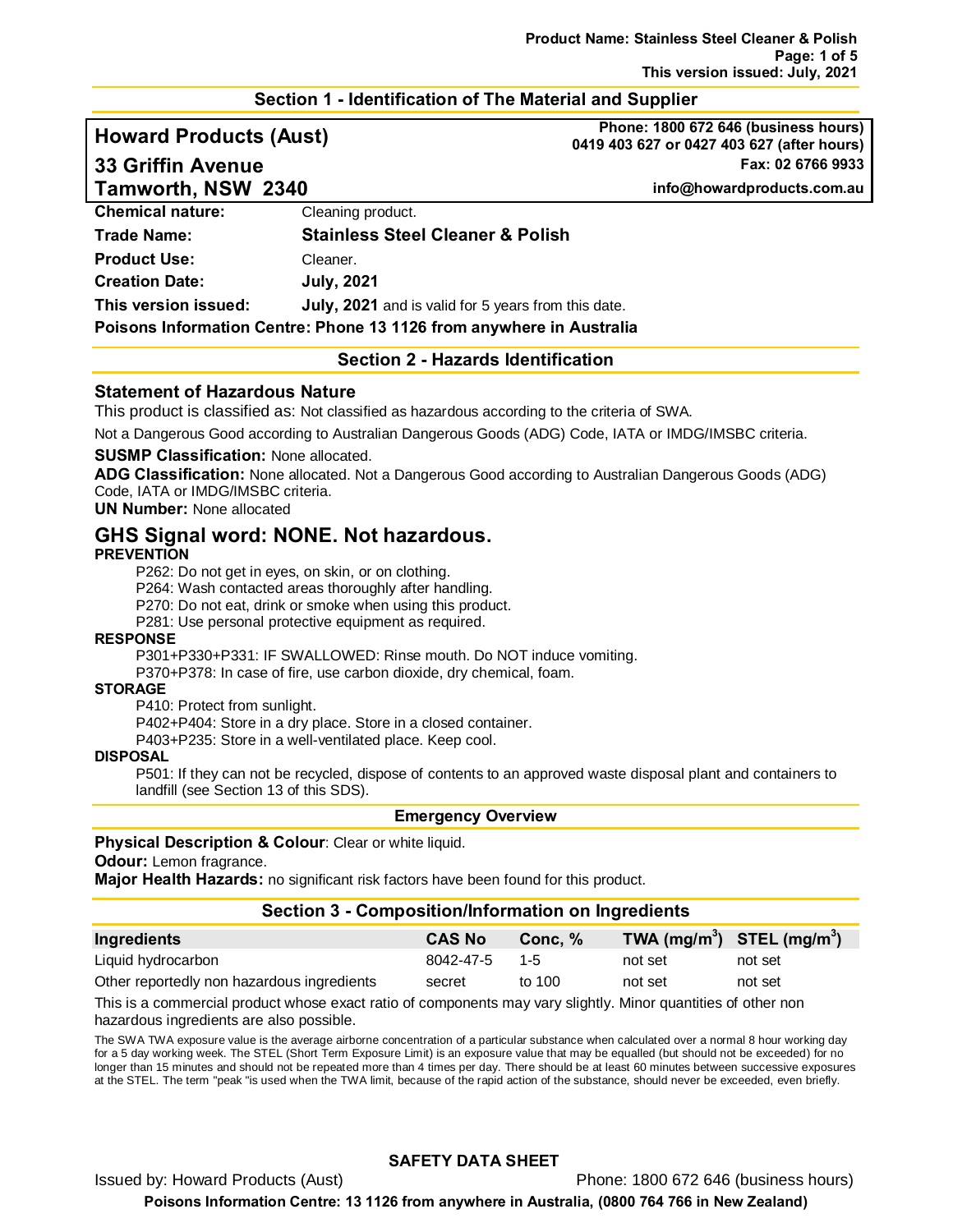## Section 1 - Identification of The Material and Supplier

**Howard Products (Aust)**
**33 Griffin Avenue**
**Tamworth, NSW 2340**

**Phone: 1800 672 646 (business hours)**
**0419 403 627 or 0427 403 627 (after hours)**
**Fax: 02 6766 9933**
**info@howardproducts.com.au**

**Chemical nature:** Cleaning product.

**Trade Name:** **Stainless Steel Cleaner & Polish**

**Product Use:** Cleaner.

**Creation Date:** **July, 2021**

**This version issued:** **July, 2021** and is valid for 5 years from this date.

**Poisons Information Centre: Phone 13 1126 from anywhere in Australia**

## Section 2 - Hazards Identification

### Statement of Hazardous Nature

This product is classified as: Not classified as hazardous according to the criteria of SWA.

Not a Dangerous Good according to Australian Dangerous Goods (ADG) Code, IATA or IMDG/IMSBC criteria.

**SUSMP Classification:** None allocated.

**ADG Classification:** None allocated. Not a Dangerous Good according to Australian Dangerous Goods (ADG) Code, IATA or IMDG/IMSBC criteria.

**UN Number:** None allocated

### GHS Signal word: NONE. Not hazardous.

**PREVENTION**

P262: Do not get in eyes, on skin, or on clothing.
P264: Wash contacted areas thoroughly after handling.
P270: Do not eat, drink or smoke when using this product.
P281: Use personal protective equipment as required.

**RESPONSE**

P301+P330+P331: IF SWALLOWED: Rinse mouth. Do NOT induce vomiting.
P370+P378: In case of fire, use carbon dioxide, dry chemical, foam.

**STORAGE**

P410: Protect from sunlight.
P402+P404: Store in a dry place. Store in a closed container.
P403+P235: Store in a well-ventilated place. Keep cool.

**DISPOSAL**

P501: If they can not be recycled, dispose of contents to an approved waste disposal plant and containers to landfill (see Section 13 of this SDS).

### Emergency Overview

**Physical Description & Colour**: Clear or white liquid.

**Odour:** Lemon fragrance.

**Major Health Hazards:** no significant risk factors have been found for this product.

## Section 3 - Composition/Information on Ingredients

| Ingredients | CAS No | Conc, % | TWA ($mg/m^3$) | STEL ($mg/m^3$) |
|---|---|---|---|---|
| Liquid hydrocarbon | 8042-47-5 | 1-5 | not set | not set |
| Other reportedly non hazardous ingredients | secret | to 100 | not set | not set |

This is a commercial product whose exact ratio of components may vary slightly. Minor quantities of other non hazardous ingredients are also possible.

The SWA TWA exposure value is the average airborne concentration of a particular substance when calculated over a normal 8 hour working day for a 5 day working week. The STEL (Short Term Exposure Limit) is an exposure value that may be equalled (but should not be exceeded) for no longer than 15 minutes and should not be repeated more than 4 times per day. There should be at least 60 minutes between successive exposures at the STEL. The term "peak "is used when the TWA limit, because of the rapid action of the substance, should never be exceeded, even briefly.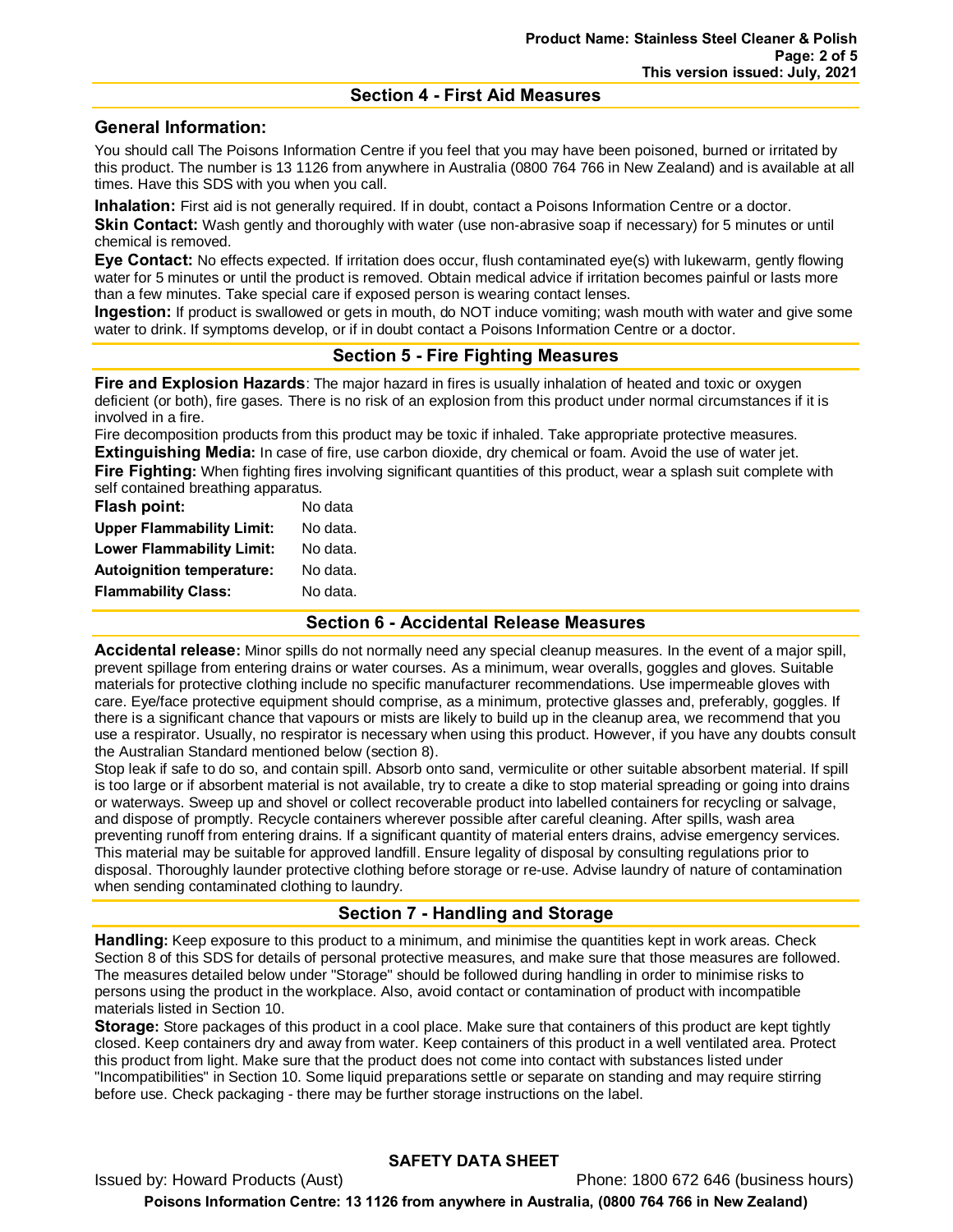## Section 4 - First Aid Measures

### General Information:

You should call The Poisons Information Centre if you feel that you may have been poisoned, burned or irritated by this product. The number is 13 1126 from anywhere in Australia (0800 764 766 in New Zealand) and is available at all times. Have this SDS with you when you call.

**Inhalation:** First aid is not generally required. If in doubt, contact a Poisons Information Centre or a doctor.

**Skin Contact:** Wash gently and thoroughly with water (use non-abrasive soap if necessary) for 5 minutes or until chemical is removed.

**Eye Contact:** No effects expected. If irritation does occur, flush contaminated eye(s) with lukewarm, gently flowing water for 5 minutes or until the product is removed. Obtain medical advice if irritation becomes painful or lasts more than a few minutes. Take special care if exposed person is wearing contact lenses.

**Ingestion:** If product is swallowed or gets in mouth, do NOT induce vomiting; wash mouth with water and give some water to drink. If symptoms develop, or if in doubt contact a Poisons Information Centre or a doctor.

## Section 5 - Fire Fighting Measures

**Fire and Explosion Hazards**: The major hazard in fires is usually inhalation of heated and toxic or oxygen deficient (or both), fire gases. There is no risk of an explosion from this product under normal circumstances if it is involved in a fire.

Fire decomposition products from this product may be toxic if inhaled. Take appropriate protective measures.

**Extinguishing Media:** In case of fire, use carbon dioxide, dry chemical or foam. Avoid the use of water jet.

**Fire Fighting:** When fighting fires involving significant quantities of this product, wear a splash suit complete with self contained breathing apparatus.

| | |
|---|---|
| **Flash point:** | No data |
| **Upper Flammability Limit:** | No data. |
| **Lower Flammability Limit:** | No data. |
| **Autoignition temperature:** | No data. |
| **Flammability Class:** | No data. |

## Section 6 - Accidental Release Measures

**Accidental release:** Minor spills do not normally need any special cleanup measures. In the event of a major spill, prevent spillage from entering drains or water courses. As a minimum, wear overalls, goggles and gloves. Suitable materials for protective clothing include no specific manufacturer recommendations. Use impermeable gloves with care. Eye/face protective equipment should comprise, as a minimum, protective glasses and, preferably, goggles. If there is a significant chance that vapours or mists are likely to build up in the cleanup area, we recommend that you use a respirator. Usually, no respirator is necessary when using this product. However, if you have any doubts consult the Australian Standard mentioned below (section 8).

Stop leak if safe to do so, and contain spill. Absorb onto sand, vermiculite or other suitable absorbent material. If spill is too large or if absorbent material is not available, try to create a dike to stop material spreading or going into drains or waterways. Sweep up and shovel or collect recoverable product into labelled containers for recycling or salvage, and dispose of promptly. Recycle containers wherever possible after careful cleaning. After spills, wash area preventing runoff from entering drains. If a significant quantity of material enters drains, advise emergency services. This material may be suitable for approved landfill. Ensure legality of disposal by consulting regulations prior to disposal. Thoroughly launder protective clothing before storage or re-use. Advise laundry of nature of contamination when sending contaminated clothing to laundry.

## Section 7 - Handling and Storage

**Handling:** Keep exposure to this product to a minimum, and minimise the quantities kept in work areas. Check Section 8 of this SDS for details of personal protective measures, and make sure that those measures are followed. The measures detailed below under "Storage" should be followed during handling in order to minimise risks to persons using the product in the workplace. Also, avoid contact or contamination of product with incompatible materials listed in Section 10.

**Storage:** Store packages of this product in a cool place. Make sure that containers of this product are kept tightly closed. Keep containers dry and away from water. Keep containers of this product in a well ventilated area. Protect this product from light. Make sure that the product does not come into contact with substances listed under "Incompatibilities" in Section 10. Some liquid preparations settle or separate on standing and may require stirring before use. Check packaging - there may be further storage instructions on the label.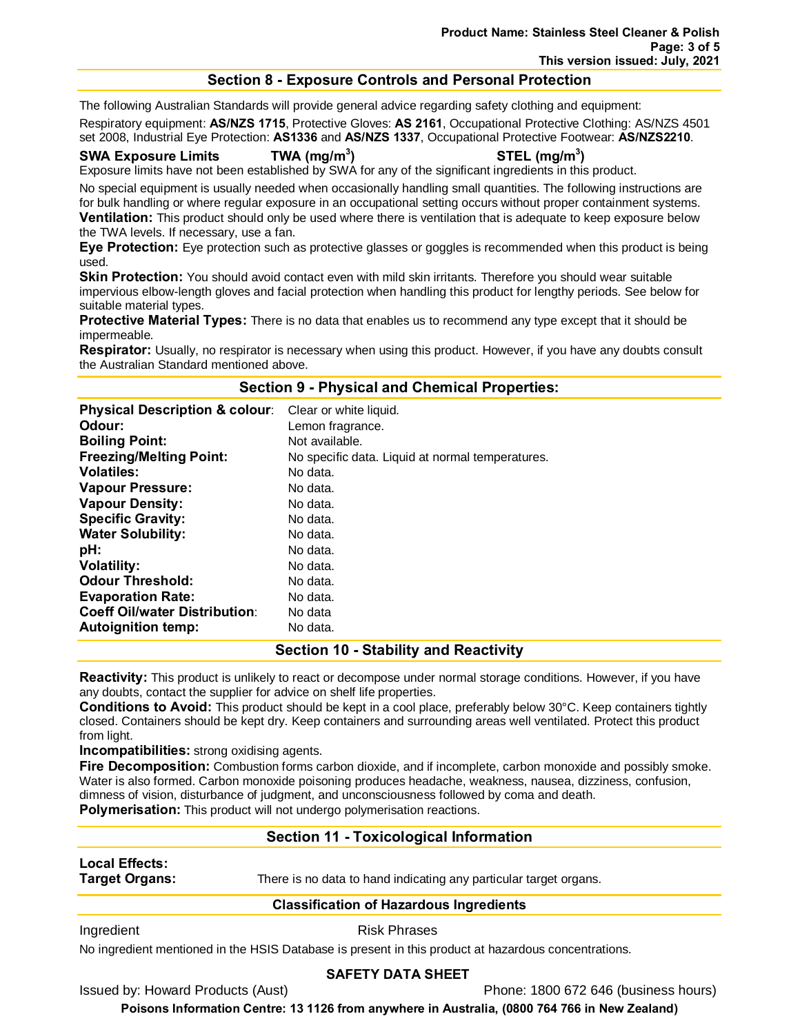## Section 8 - Exposure Controls and Personal Protection

The following Australian Standards will provide general advice regarding safety clothing and equipment:

Respiratory equipment: **AS/NZS 1715**, Protective Gloves: **AS 2161**, Occupational Protective Clothing: AS/NZS 4501 set 2008, Industrial Eye Protection: **AS1336** and **AS/NZS 1337**, Occupational Protective Footwear: **AS/NZS2210**.

**SWA Exposure Limits** **TWA ($mg/m^3$)** **STEL ($mg/m^3$)**

Exposure limits have not been established by SWA for any of the significant ingredients in this product.

No special equipment is usually needed when occasionally handling small quantities. The following instructions are for bulk handling or where regular exposure in an occupational setting occurs without proper containment systems.

**Ventilation:** This product should only be used where there is ventilation that is adequate to keep exposure below the TWA levels. If necessary, use a fan.

**Eye Protection:** Eye protection such as protective glasses or goggles is recommended when this product is being used.

**Skin Protection:** You should avoid contact even with mild skin irritants. Therefore you should wear suitable impervious elbow-length gloves and facial protection when handling this product for lengthy periods. See below for suitable material types.

**Protective Material Types:** There is no data that enables us to recommend any type except that it should be impermeable.

**Respirator:** Usually, no respirator is necessary when using this product. However, if you have any doubts consult the Australian Standard mentioned above.

## Section 9 - Physical and Chemical Properties:

| | |
|---|---|
| **Physical Description & colour**: | Clear or white liquid. |
| **Odour:** | Lemon fragrance. |
| **Boiling Point:** | Not available. |
| **Freezing/Melting Point:** | No specific data. Liquid at normal temperatures. |
| **Volatiles:** | No data. |
| **Vapour Pressure:** | No data. |
| **Vapour Density:** | No data. |
| **Specific Gravity:** | No data. |
| **Water Solubility:** | No data. |
| **pH:** | No data. |
| **Volatility:** | No data. |
| **Odour Threshold:** | No data. |
| **Evaporation Rate:** | No data. |
| **Coeff Oil/water Distribution**: | No data |
| **Autoignition temp:** | No data. |

## Section 10 - Stability and Reactivity

**Reactivity:** This product is unlikely to react or decompose under normal storage conditions. However, if you have any doubts, contact the supplier for advice on shelf life properties.

**Conditions to Avoid:** This product should be kept in a cool place, preferably below 30°C. Keep containers tightly closed. Containers should be kept dry. Keep containers and surrounding areas well ventilated. Protect this product from light.

**Incompatibilities:** strong oxidising agents.

**Fire Decomposition:** Combustion forms carbon dioxide, and if incomplete, carbon monoxide and possibly smoke. Water is also formed. Carbon monoxide poisoning produces headache, weakness, nausea, dizziness, confusion, dimness of vision, disturbance of judgment, and unconsciousness followed by coma and death.

**Polymerisation:** This product will not undergo polymerisation reactions.

## Section 11 - Toxicological Information

**Local Effects:**

**Target Organs:** There is no data to hand indicating any particular target organs.

### Classification of Hazardous Ingredients

Ingredient Risk Phrases

No ingredient mentioned in the HSIS Database is present in this product at hazardous concentrations.

**SAFETY DATA SHEET**

Issued by: Howard Products (Aust) Phone: 1800 672 646 (business hours)

**Poisons Information Centre: 13 1126 from anywhere in Australia, (0800 764 766 in New Zealand)**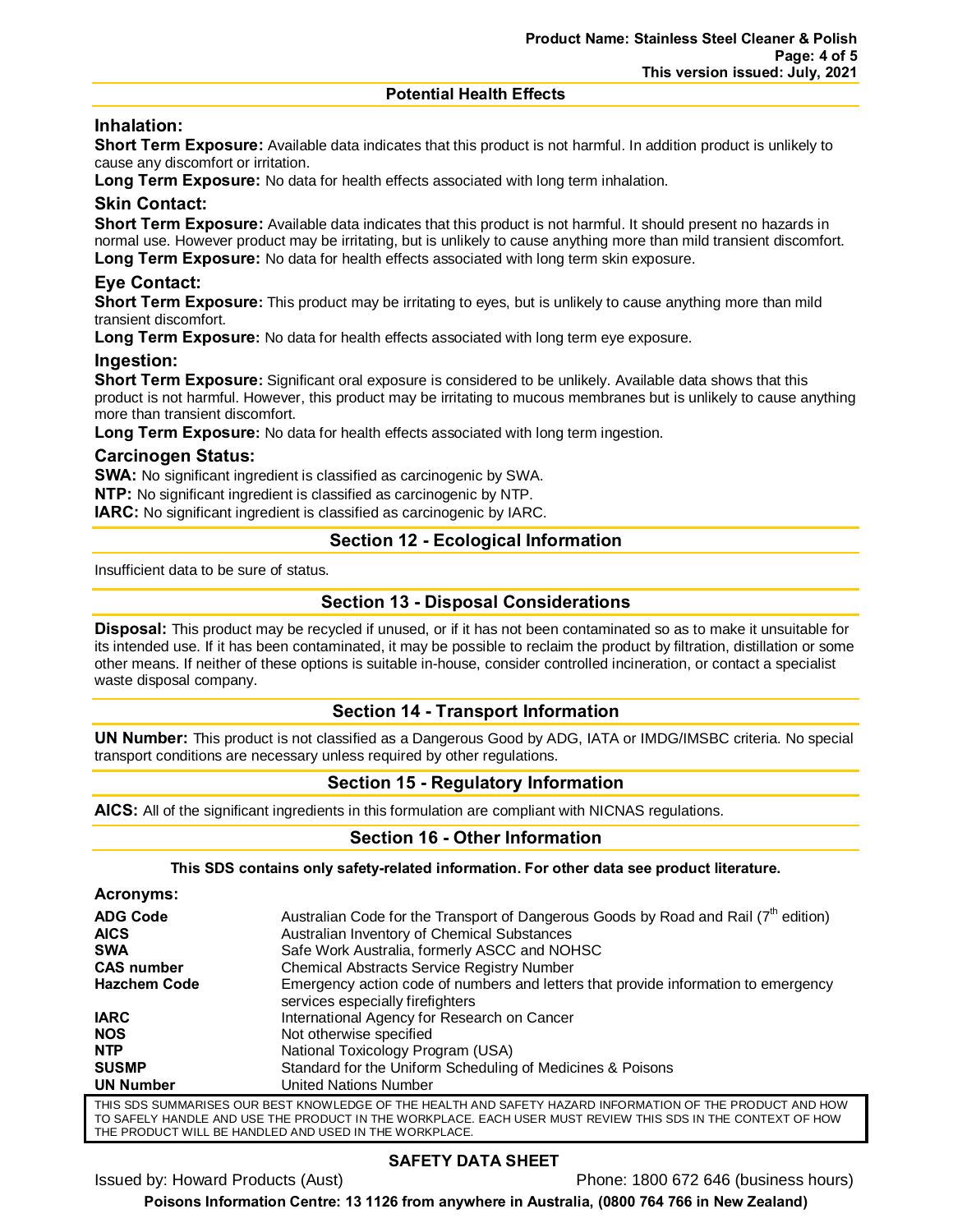### Potential Health Effects

### Inhalation:

**Short Term Exposure:** Available data indicates that this product is not harmful. In addition product is unlikely to cause any discomfort or irritation.

**Long Term Exposure:** No data for health effects associated with long term inhalation.

### Skin Contact:

**Short Term Exposure:** Available data indicates that this product is not harmful. It should present no hazards in normal use. However product may be irritating, but is unlikely to cause anything more than mild transient discomfort.

**Long Term Exposure:** No data for health effects associated with long term skin exposure.

### Eye Contact:

**Short Term Exposure:** This product may be irritating to eyes, but is unlikely to cause anything more than mild transient discomfort.

**Long Term Exposure:** No data for health effects associated with long term eye exposure.

### Ingestion:

**Short Term Exposure:** Significant oral exposure is considered to be unlikely. Available data shows that this product is not harmful. However, this product may be irritating to mucous membranes but is unlikely to cause anything more than transient discomfort.

**Long Term Exposure:** No data for health effects associated with long term ingestion.

### Carcinogen Status:

**SWA:** No significant ingredient is classified as carcinogenic by SWA.

**NTP:** No significant ingredient is classified as carcinogenic by NTP.

**IARC:** No significant ingredient is classified as carcinogenic by IARC.

## Section 12 - Ecological Information

Insufficient data to be sure of status.

## Section 13 - Disposal Considerations

**Disposal:** This product may be recycled if unused, or if it has not been contaminated so as to make it unsuitable for its intended use. If it has been contaminated, it may be possible to reclaim the product by filtration, distillation or some other means. If neither of these options is suitable in-house, consider controlled incineration, or contact a specialist waste disposal company.

## Section 14 - Transport Information

**UN Number:** This product is not classified as a Dangerous Good by ADG, IATA or IMDG/IMSBC criteria. No special transport conditions are necessary unless required by other regulations.

## Section 15 - Regulatory Information

**AICS:** All of the significant ingredients in this formulation are compliant with NICNAS regulations.

## Section 16 - Other Information

**This SDS contains only safety-related information. For other data see product literature.**

### Acronyms:

| | |
|---|---|
| **ADG Code** | Australian Code for the Transport of Dangerous Goods by Road and Rail (7th edition) |
| **AICS** | Australian Inventory of Chemical Substances |
| **SWA** | Safe Work Australia, formerly ASCC and NOHSC |
| **CAS number** | Chemical Abstracts Service Registry Number |
| **Hazchem Code** | Emergency action code of numbers and letters that provide information to emergency services especially firefighters |
| **IARC** | International Agency for Research on Cancer |
| **NOS** | Not otherwise specified |
| **NTP** | National Toxicology Program (USA) |
| **SUSMP** | Standard for the Uniform Scheduling of Medicines & Poisons |
| **UN Number** | United Nations Number |

THIS SDS SUMMARISES OUR BEST KNOWLEDGE OF THE HEALTH AND SAFETY HAZARD INFORMATION OF THE PRODUCT AND HOW TO SAFELY HANDLE AND USE THE PRODUCT IN THE WORKPLACE. EACH USER MUST REVIEW THIS SDS IN THE CONTEXT OF HOW THE PRODUCT WILL BE HANDLED AND USED IN THE WORKPLACE.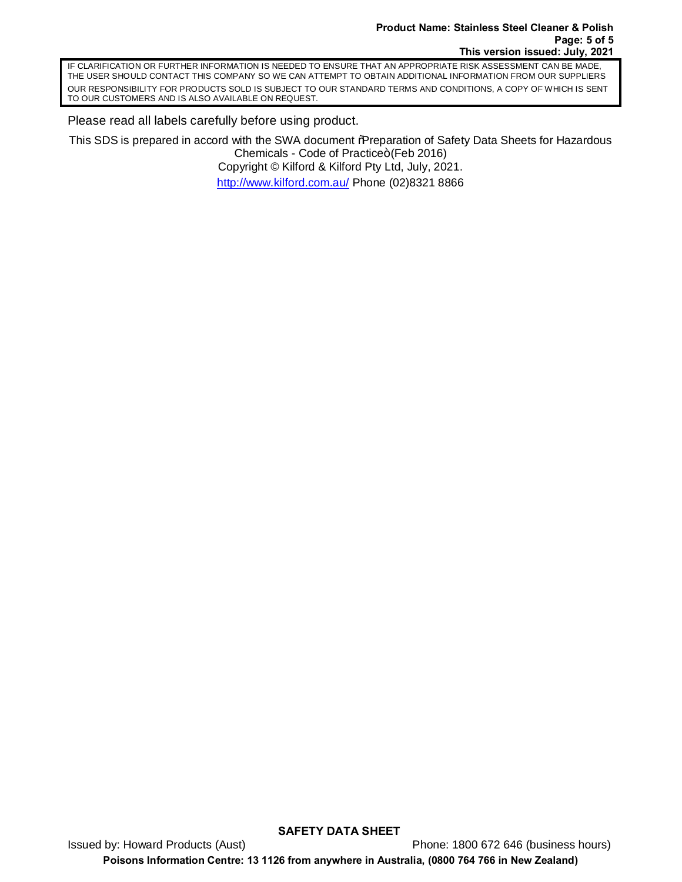IF CLARIFICATION OR FURTHER INFORMATION IS NEEDED TO ENSURE THAT AN APPROPRIATE RISK ASSESSMENT CAN BE MADE, THE USER SHOULD CONTACT THIS COMPANY SO WE CAN ATTEMPT TO OBTAIN ADDITIONAL INFORMATION FROM OUR SUPPLIERS
OUR RESPONSIBILITY FOR PRODUCTS SOLD IS SUBJECT TO OUR STANDARD TERMS AND CONDITIONS, A COPY OF WHICH IS SENT TO OUR CUSTOMERS AND IS ALSO AVAILABLE ON REQUEST.

Please read all labels carefully before using product.

This SDS is prepared in accord with the SWA document "Preparation of Safety Data Sheets for Hazardous Chemicals - Code of Practice" (Feb 2016)
Copyright © Kilford & Kilford Pty Ltd, July, 2021.
http://www.kilford.com.au/ Phone (02)8321 8866